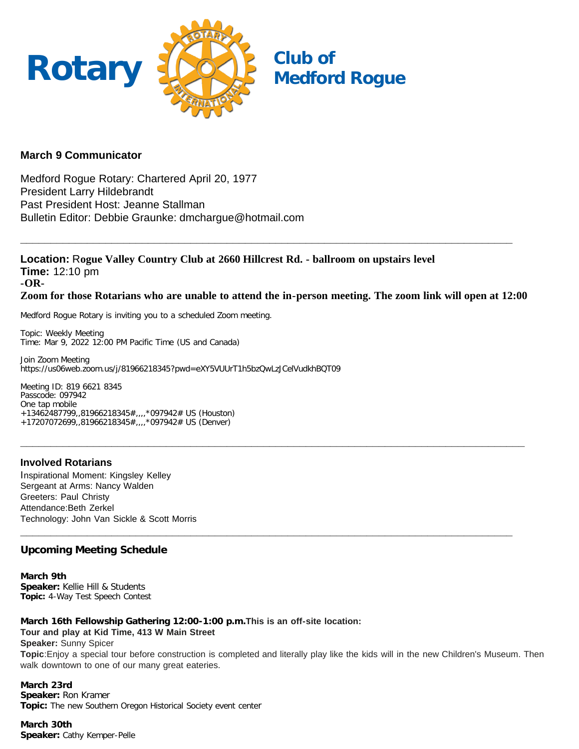# Rotary Club of Medford Rogue

### March 9 Communicator

Medford Rogue Rotary: Chartered April 20, 1977
President Larry Hildebrandt
Past President Host: Jeanne Stallman
Bulletin Editor: Debbie Graunke: dmchargue@hotmail.com

---

**Location:** **Rogue Valley Country Club at 2660 Hillcrest Rd. - ballroom on upstairs level**
**Time:** 12:10 pm
**-OR-**
**Zoom for those Rotarians who are unable to attend the in-person meeting. The zoom link will open at 12:00**

Medford Rogue Rotary is inviting you to a scheduled Zoom meeting.

Topic: Weekly Meeting
Time: Mar 9, 2022 12:00 PM Pacific Time (US and Canada)

Join Zoom Meeting
https://us06web.zoom.us/j/81966218345?pwd=eXY5VUUrT1h5bzQwLzJCelVudkhBQT09

Meeting ID: 819 6621 8345
Passcode: 097942
One tap mobile
+13462487799,,81966218345#,,,,*097942# US (Houston)
+17207072699,,81966218345#,,,,*097942# US (Denver)

---

### Involved Rotarians

Inspirational Moment: Kingsley Kelley
Sergeant at Arms: Nancy Walden
Greeters: Paul Christy
Attendance:Beth Zerkel
Technology: John Van Sickle & Scott Morris

---

### Upcoming Meeting Schedule

**March 9th**
**Speaker:** Kellie Hill & Students
**Topic:** 4-Way Test Speech Contest

**March 16th Fellowship Gathering 12:00-1:00 p.m.This is an off-site location:**
**Tour and play at Kid Time, 413 W Main Street**
**Speaker:** Sunny Spicer
**Topic**:Enjoy a special tour before construction is completed and literally play like the kids will in the new Children's Museum. Then walk downtown to one of our many great eateries.

**March 23rd**
**Speaker:** Ron Kramer
**Topic:** The new Southern Oregon Historical Society event center

**March 30th**
**Speaker:** Cathy Kemper-Pelle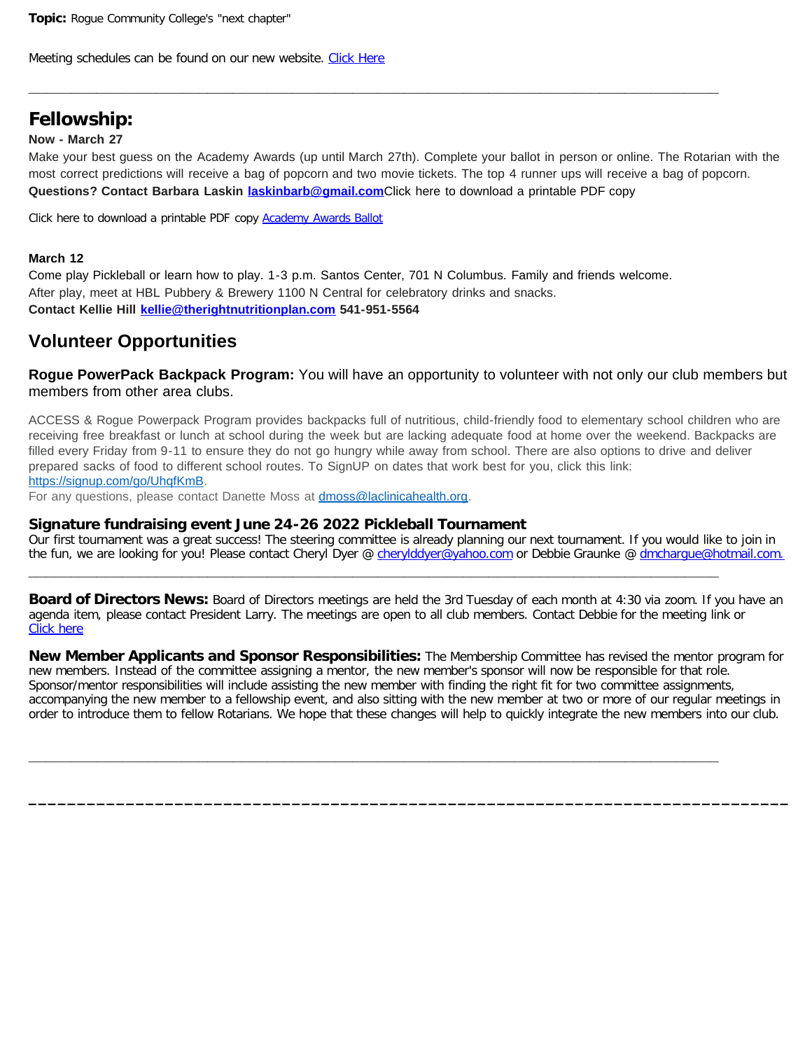**Topic:** Rogue Community College's "next chapter"

Meeting schedules can be found on our new website. [Click Here]

---

## Fellowship:

**Now - March 27**

Make your best guess on the Academy Awards (up until March 27th). Complete your ballot in person or online. The Rotarian with the most correct predictions will receive a bag of popcorn and two movie tickets. The top 4 runner ups will receive a bag of popcorn.
**Questions? Contact Barbara Laskin laskinbarb@gmail.com**Click here to download a printable PDF copy

Click here to download a printable PDF copy [Academy Awards Ballot]

**March 12**

Come play Pickleball or learn how to play. 1-3 p.m. Santos Center, 701 N Columbus. Family and friends welcome.
After play, meet at HBL Pubbery & Brewery 1100 N Central for celebratory drinks and snacks.
**Contact Kellie Hill kellie@therightnutritionplan.com 541-951-5564**

## Volunteer Opportunities

**Rogue PowerPack Backpack Program:** You will have an opportunity to volunteer with not only our club members but members from other area clubs.

ACCESS & Rogue Powerpack Program provides backpacks full of nutritious, child-friendly food to elementary school children who are receiving free breakfast or lunch at school during the week but are lacking adequate food at home over the weekend. Backpacks are filled every Friday from 9-11 to ensure they do not go hungry while away from school. There are also options to drive and deliver prepared sacks of food to different school routes. To SignUP on dates that work best for you, click this link: https://signup.com/go/UhqfKmB.
For any questions, please contact Danette Moss at dmoss@laclinicahealth.org.

**Signature fundraising event June 24-26 2022 Pickleball Tournament**
Our first tournament was a great success! The steering committee is already planning our next tournament. If you would like to join in the fun, we are looking for you! Please contact Cheryl Dyer @ cherylddyer@yahoo.com or Debbie Graunke @ dmchargue@hotmail.com.

---

**Board of Directors News:** Board of Directors meetings are held the 3rd Tuesday of each month at 4:30 via zoom. If you have an agenda item, please contact President Larry. The meetings are open to all club members. Contact Debbie for the meeting link or [Click here]

**New Member Applicants and Sponsor Responsibilities:** The Membership Committee has revised the mentor program for new members. Instead of the committee assigning a mentor, the new member's sponsor will now be responsible for that role. Sponsor/mentor responsibilities will include assisting the new member with finding the right fit for two committee assignments, accompanying the new member to a fellowship event, and also sitting with the new member at two or more of our regular meetings in order to introduce them to fellow Rotarians. We hope that these changes will help to quickly integrate the new members into our club.

---